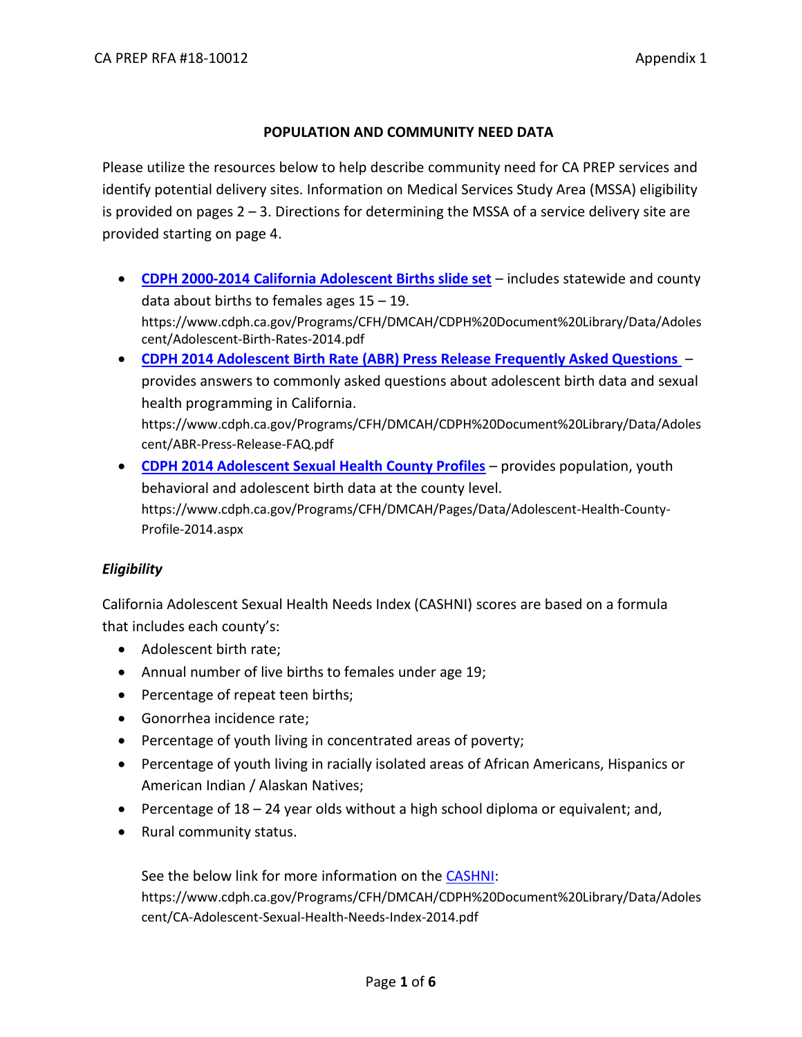**POPULATION AND COMMUNITY NEED DATA**

Please utilize the resources below to help describe community need for CA PREP services and identify potential delivery sites. Information on Medical Services Study Area (MSSA) eligibility is provided on pages 2 – 3. Directions for determining the MSSA of a service delivery site are provided starting on page 4.

- **CDPH 2000-2014 California Adolescent Births slide set** – includes statewide and county data about births to females ages 15 – 19. https://www.cdph.ca.gov/Programs/CFH/DMCAH/CDPH%20Document%20Library/Data/Adolescent/Adolescent-Birth-Rates-2014.pdf
- **CDPH 2014 Adolescent Birth Rate (ABR) Press Release Frequently Asked Questions** – provides answers to commonly asked questions about adolescent birth data and sexual health programming in California. https://www.cdph.ca.gov/Programs/CFH/DMCAH/CDPH%20Document%20Library/Data/Adolescent/ABR-Press-Release-FAQ.pdf
- **CDPH 2014 Adolescent Sexual Health County Profiles** – provides population, youth behavioral and adolescent birth data at the county level. https://www.cdph.ca.gov/Programs/CFH/DMCAH/Pages/Data/Adolescent-Health-County-Profile-2014.aspx

***Eligibility***

California Adolescent Sexual Health Needs Index (CASHNI) scores are based on a formula that includes each county's:

- Adolescent birth rate;
- Annual number of live births to females under age 19;
- Percentage of repeat teen births;
- Gonorrhea incidence rate;
- Percentage of youth living in concentrated areas of poverty;
- Percentage of youth living in racially isolated areas of African Americans, Hispanics or American Indian / Alaskan Natives;
- Percentage of 18 – 24 year olds without a high school diploma or equivalent; and,
- Rural community status.

See the below link for more information on the CASHNI: https://www.cdph.ca.gov/Programs/CFH/DMCAH/CDPH%20Document%20Library/Data/Adolescent/CA-Adolescent-Sexual-Health-Needs-Index-2014.pdf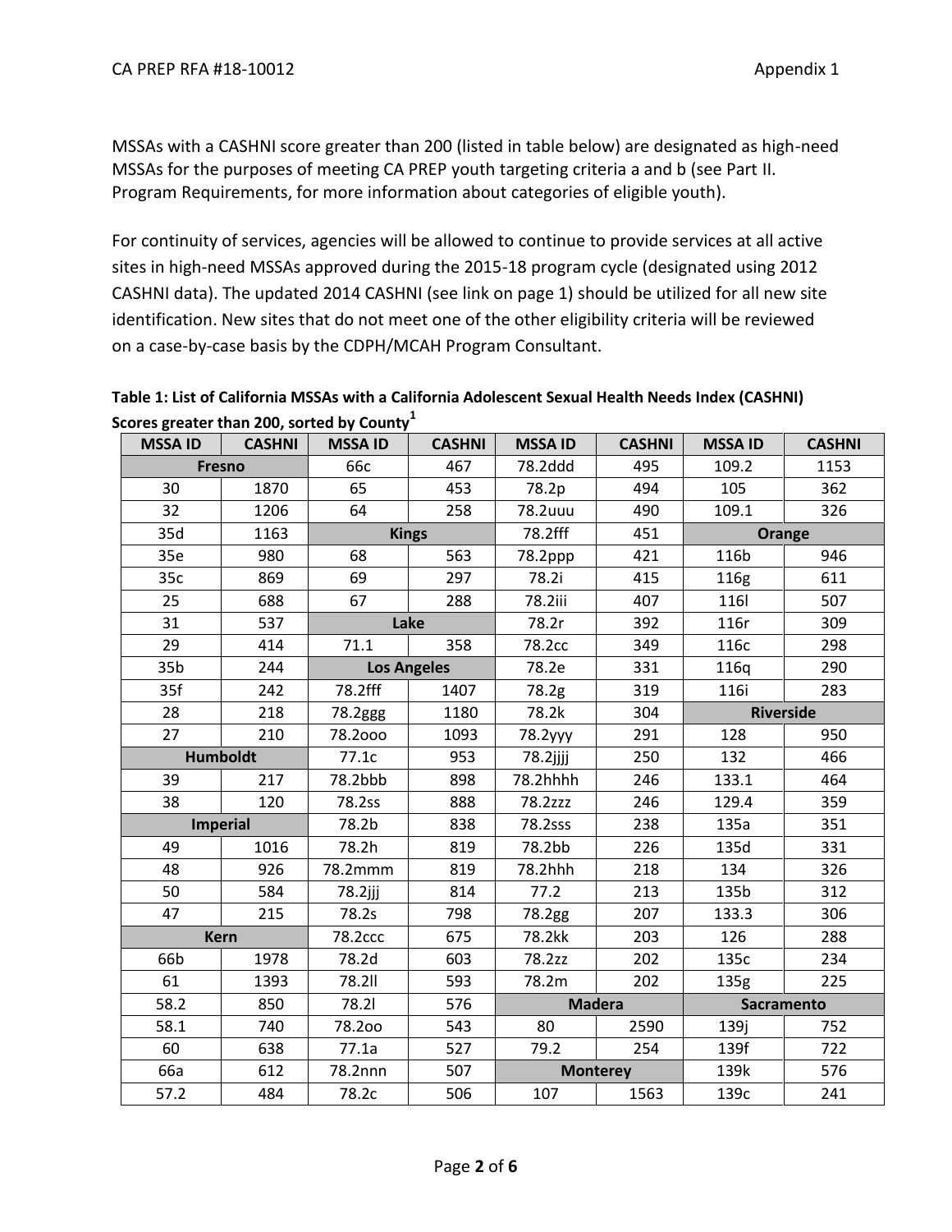MSSAs with a CASHNI score greater than 200 (listed in table below) are designated as high-need MSSAs for the purposes of meeting CA PREP youth targeting criteria a and b (see Part II. Program Requirements, for more information about categories of eligible youth).

For continuity of services, agencies will be allowed to continue to provide services at all active sites in high-need MSSAs approved during the 2015-18 program cycle (designated using 2012 CASHNI data). The updated 2014 CASHNI (see link on page 1) should be utilized for all new site identification. New sites that do not meet one of the other eligibility criteria will be reviewed on a case-by-case basis by the CDPH/MCAH Program Consultant.

**Table 1: List of California MSSAs with a California Adolescent Sexual Health Needs Index (CASHNI) Scores greater than 200, sorted by County[1]**

| MSSA ID | CASHNI | MSSA ID | CASHNI | MSSA ID | CASHNI | MSSA ID | CASHNI |
|---|---|---|---|---|---|---|---|
| **Fresno** | | 66c | 467 | 78.2ddd | 495 | 109.2 | 1153 |
| 30 | 1870 | 65 | 453 | 78.2p | 494 | 105 | 362 |
| 32 | 1206 | 64 | 258 | 78.2uuu | 490 | 109.1 | 326 |
| 35d | 1163 | **Kings** | | 78.2fff | 451 | **Orange** | |
| 35e | 980 | 68 | 563 | 78.2ppp | 421 | 116b | 946 |
| 35c | 869 | 69 | 297 | 78.2i | 415 | 116g | 611 |
| 25 | 688 | 67 | 288 | 78.2iii | 407 | 116l | 507 |
| 31 | 537 | **Lake** | | 78.2r | 392 | 116r | 309 |
| 29 | 414 | 71.1 | 358 | 78.2cc | 349 | 116c | 298 |
| 35b | 244 | **Los Angeles** | | 78.2e | 331 | 116q | 290 |
| 35f | 242 | 78.2fff | 1407 | 78.2g | 319 | 116i | 283 |
| 28 | 218 | 78.2ggg | 1180 | 78.2k | 304 | **Riverside** | |
| 27 | 210 | 78.2ooo | 1093 | 78.2yyy | 291 | 128 | 950 |
| **Humboldt** | | 77.1c | 953 | 78.2jjjj | 250 | 132 | 466 |
| 39 | 217 | 78.2bbb | 898 | 78.2hhhh | 246 | 133.1 | 464 |
| 38 | 120 | 78.2ss | 888 | 78.2zzz | 246 | 129.4 | 359 |
| **Imperial** | | 78.2b | 838 | 78.2sss | 238 | 135a | 351 |
| 49 | 1016 | 78.2h | 819 | 78.2bb | 226 | 135d | 331 |
| 48 | 926 | 78.2mmm | 819 | 78.2hhh | 218 | 134 | 326 |
| 50 | 584 | 78.2jjj | 814 | 77.2 | 213 | 135b | 312 |
| 47 | 215 | 78.2s | 798 | 78.2gg | 207 | 133.3 | 306 |
| **Kern** | | 78.2ccc | 675 | 78.2kk | 203 | 126 | 288 |
| 66b | 1978 | 78.2d | 603 | 78.2zz | 202 | 135c | 234 |
| 61 | 1393 | 78.2ll | 593 | 78.2m | 202 | 135g | 225 |
| 58.2 | 850 | 78.2l | 576 | **Madera** | | **Sacramento** | |
| 58.1 | 740 | 78.2oo | 543 | 80 | 2590 | 139j | 752 |
| 60 | 638 | 77.1a | 527 | 79.2 | 254 | 139f | 722 |
| 66a | 612 | 78.2nnn | 507 | **Monterey** | | 139k | 576 |
| 57.2 | 484 | 78.2c | 506 | 107 | 1563 | 139c | 241 |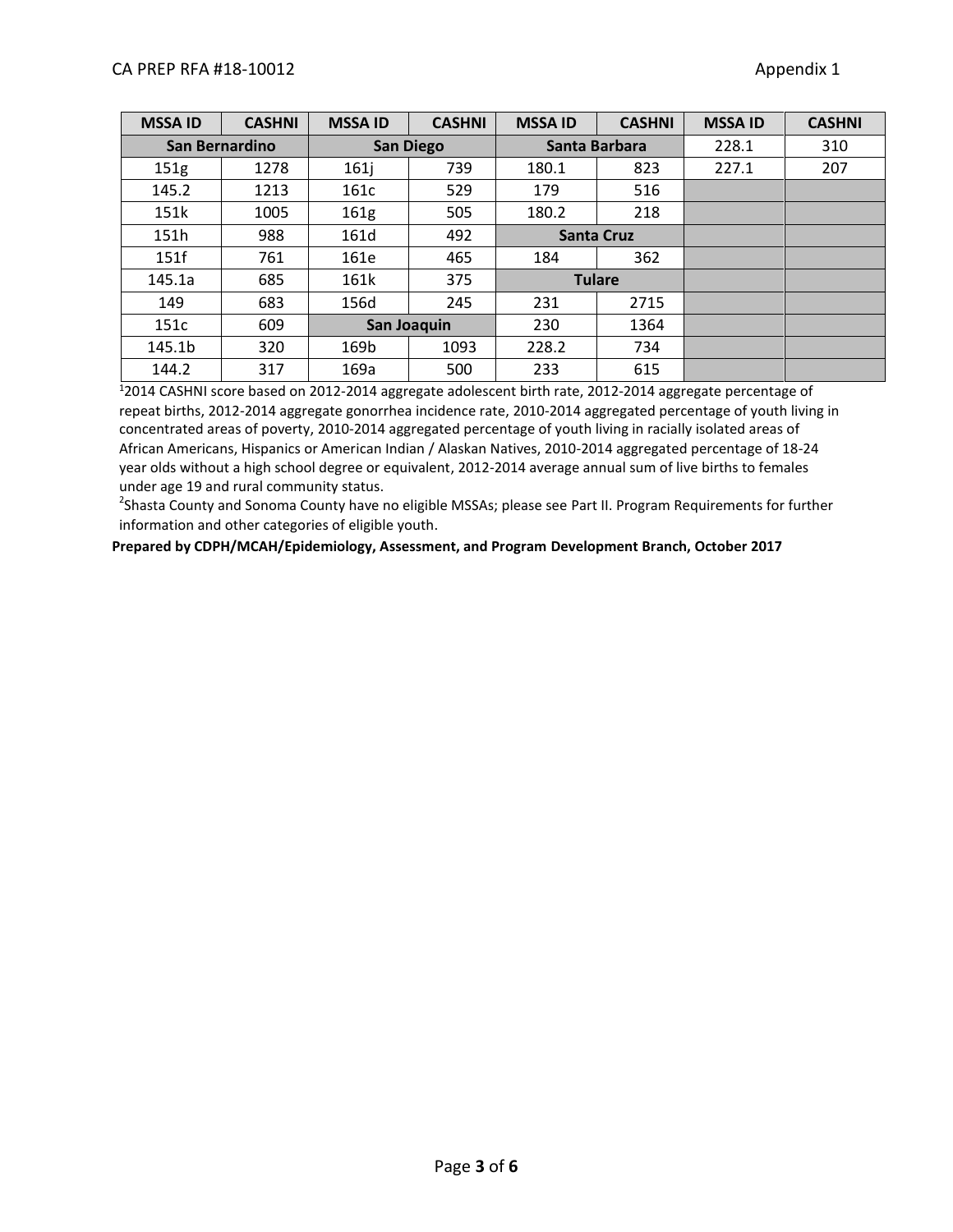| MSSA ID | CASHNI | MSSA ID | CASHNI | MSSA ID | CASHNI | MSSA ID | CASHNI |
|---|---|---|---|---|---|---|---|
| San Bernardino | | San Diego | | Santa Barbara | | 228.1 | 310 |
| 151g | 1278 | 161j | 739 | 180.1 | 823 | 227.1 | 207 |
| 145.2 | 1213 | 161c | 529 | 179 | 516 | | |
| 151k | 1005 | 161g | 505 | 180.2 | 218 | | |
| 151h | 988 | 161d | 492 | Santa Cruz | | | |
| 151f | 761 | 161e | 465 | 184 | 362 | | |
| 145.1a | 685 | 161k | 375 | Tulare | | | |
| 149 | 683 | 156d | 245 | 231 | 2715 | | |
| 151c | 609 | San Joaquin | | 230 | 1364 | | |
| 145.1b | 320 | 169b | 1093 | 228.2 | 734 | | |
| 144.2 | 317 | 169a | 500 | 233 | 615 | | |

[1]2014 CASHNI score based on 2012-2014 aggregate adolescent birth rate, 2012-2014 aggregate percentage of repeat births, 2012-2014 aggregate gonorrhea incidence rate, 2010-2014 aggregated percentage of youth living in concentrated areas of poverty, 2010-2014 aggregated percentage of youth living in racially isolated areas of African Americans, Hispanics or American Indian / Alaskan Natives, 2010-2014 aggregated percentage of 18-24 year olds without a high school degree or equivalent, 2012-2014 average annual sum of live births to females under age 19 and rural community status.

[2]Shasta County and Sonoma County have no eligible MSSAs; please see Part II. Program Requirements for further information and other categories of eligible youth.

**Prepared by CDPH/MCAH/Epidemiology, Assessment, and Program Development Branch, October 2017**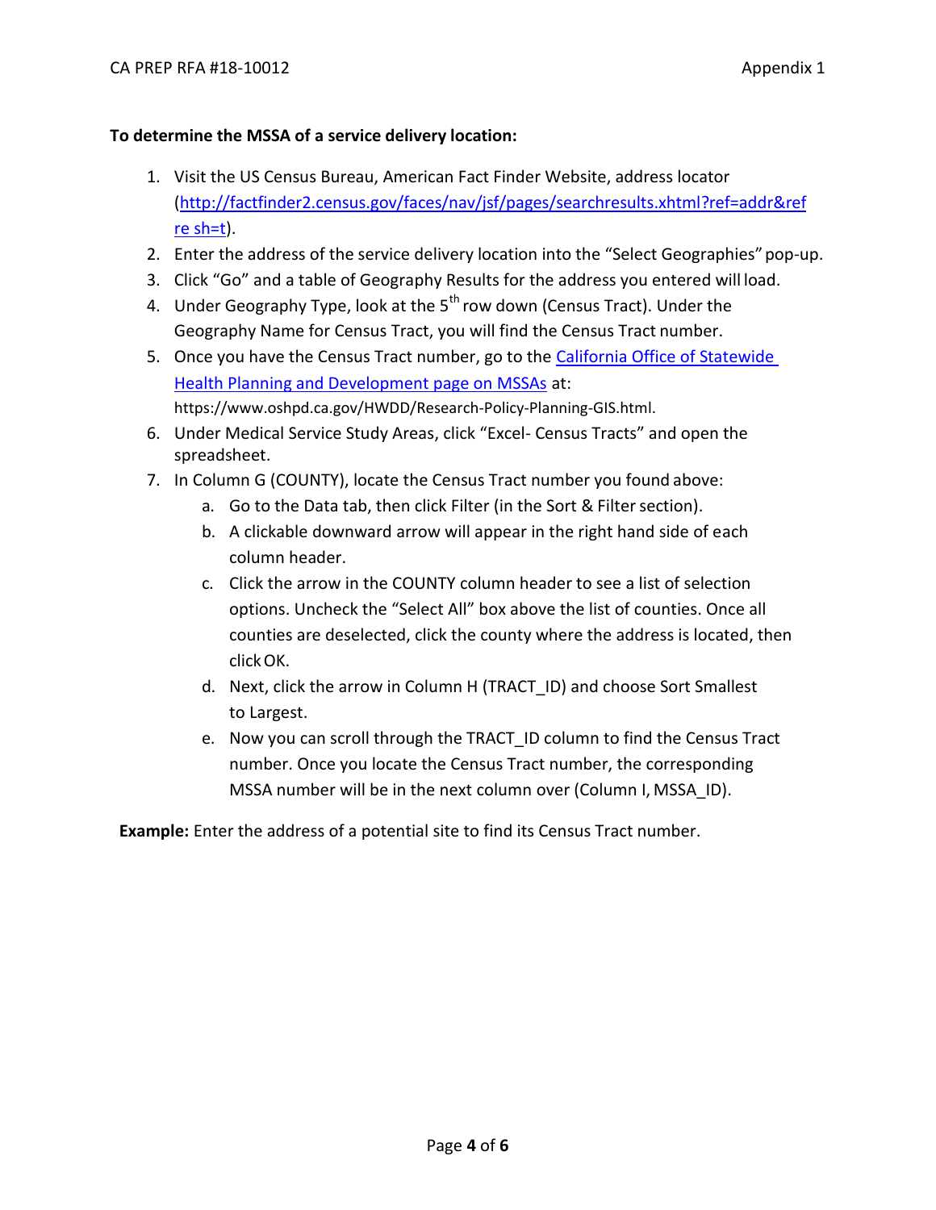**To determine the MSSA of a service delivery location:**

1. Visit the US Census Bureau, American Fact Finder Website, address locator (http://factfinder2.census.gov/faces/nav/jsf/pages/searchresults.xhtml?ref=addr&refre sh=t).
2. Enter the address of the service delivery location into the "Select Geographies" pop-up.
3. Click "Go" and a table of Geography Results for the address you entered will load.
4. Under Geography Type, look at the 5th row down (Census Tract). Under the Geography Name for Census Tract, you will find the Census Tract number.
5. Once you have the Census Tract number, go to the California Office of Statewide Health Planning and Development page on MSSAs at: https://www.oshpd.ca.gov/HWDD/Research-Policy-Planning-GIS.html.
6. Under Medical Service Study Areas, click "Excel- Census Tracts" and open the spreadsheet.
7. In Column G (COUNTY), locate the Census Tract number you found above:
   a. Go to the Data tab, then click Filter (in the Sort & Filter section).
   b. A clickable downward arrow will appear in the right hand side of each column header.
   c. Click the arrow in the COUNTY column header to see a list of selection options. Uncheck the "Select All" box above the list of counties. Once all counties are deselected, click the county where the address is located, then click OK.
   d. Next, click the arrow in Column H (TRACT_ID) and choose Sort Smallest to Largest.
   e. Now you can scroll through the TRACT_ID column to find the Census Tract number. Once you locate the Census Tract number, the corresponding MSSA number will be in the next column over (Column I, MSSA_ID).

**Example:** Enter the address of a potential site to find its Census Tract number.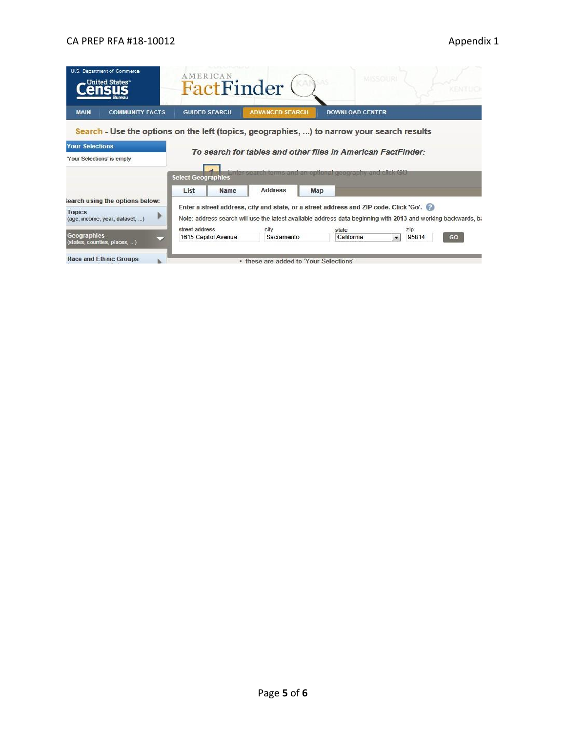U.S. Department of Commerce

United States Census Bureau

AMERICAN FactFinder

MAIN | COMMUNITY FACTS | GUIDED SEARCH | ADVANCED SEARCH | DOWNLOAD CENTER

**Search** - Use the options on the left (topics, geographies, ...) to narrow your search results

**Your Selections**

'Your Selections' is empty

*To search for tables and other files in American FactFinder:*

Enter search terms and an optional geography and click GO

**Select Geographies**

List | Name | Address | Map

Enter a street address, city and state, or a street address and ZIP code. Click 'Go'.

Note: address search will use the latest available address data beginning with 2013 and working backwards, b

| street address | city | state | zip | |
|---|---|---|---|---|
| 1615 Capitol Avenue | Sacramento | California | 95814 | GO |

Search using the options below:

**Topics**
(age, income, year, dataset, ...)

**Geographies**
(states, counties, places, ...)

**Race and Ethnic Groups**

- these are added to 'Your Selections'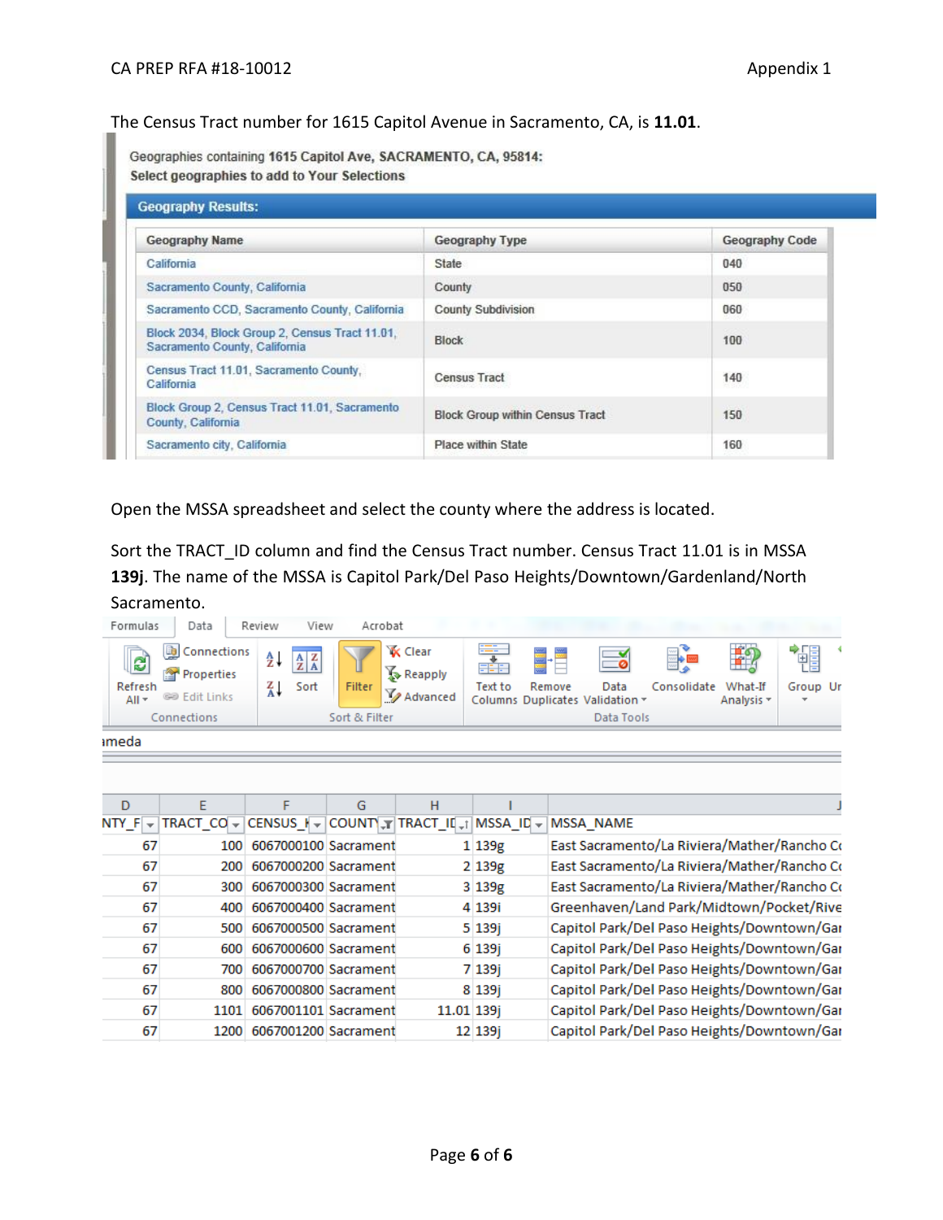The Census Tract number for 1615 Capitol Avenue in Sacramento, CA, is **11.01**.

Geographies containing **1615 Capitol Ave, SACRAMENTO, CA, 95814:**
**Select geographies to add to Your Selections**

**Geography Results:**

| Geography Name | Geography Type | Geography Code |
|---|---|---|
| California | State | 040 |
| Sacramento County, California | County | 050 |
| Sacramento CCD, Sacramento County, California | County Subdivision | 060 |
| Block 2034, Block Group 2, Census Tract 11.01, Sacramento County, California | Block | 100 |
| Census Tract 11.01, Sacramento County, California | Census Tract | 140 |
| Block Group 2, Census Tract 11.01, Sacramento County, California | Block Group within Census Tract | 150 |
| Sacramento city, California | Place within State | 160 |

Open the MSSA spreadsheet and select the county where the address is located.

Sort the TRACT_ID column and find the Census Tract number. Census Tract 11.01 is in MSSA **139j**. The name of the MSSA is Capitol Park/Del Paso Heights/Downtown/Gardenland/North Sacramento.

| NTY_F | TRACT_CO | CENSUS_I | COUNTY | TRACT_ID | MSSA_ID | MSSA_NAME |
|---|---|---|---|---|---|---|
| 67 | 100 | 6067000100 | Sacrament | 1 | 139g | East Sacramento/La Riviera/Mather/Rancho C |
| 67 | 200 | 6067000200 | Sacrament | 2 | 139g | East Sacramento/La Riviera/Mather/Rancho C |
| 67 | 300 | 6067000300 | Sacrament | 3 | 139g | East Sacramento/La Riviera/Mather/Rancho C |
| 67 | 400 | 6067000400 | Sacrament | 4 | 139i | Greenhaven/Land Park/Midtown/Pocket/Rive |
| 67 | 500 | 6067000500 | Sacrament | 5 | 139j | Capitol Park/Del Paso Heights/Downtown/Gar |
| 67 | 600 | 6067000600 | Sacrament | 6 | 139j | Capitol Park/Del Paso Heights/Downtown/Gar |
| 67 | 700 | 6067000700 | Sacrament | 7 | 139j | Capitol Park/Del Paso Heights/Downtown/Gar |
| 67 | 800 | 6067000800 | Sacrament | 8 | 139j | Capitol Park/Del Paso Heights/Downtown/Gar |
| 67 | 1101 | 6067001101 | Sacrament | 11.01 | 139j | Capitol Park/Del Paso Heights/Downtown/Gar |
| 67 | 1200 | 6067001200 | Sacrament | 12 | 139j | Capitol Park/Del Paso Heights/Downtown/Gar |